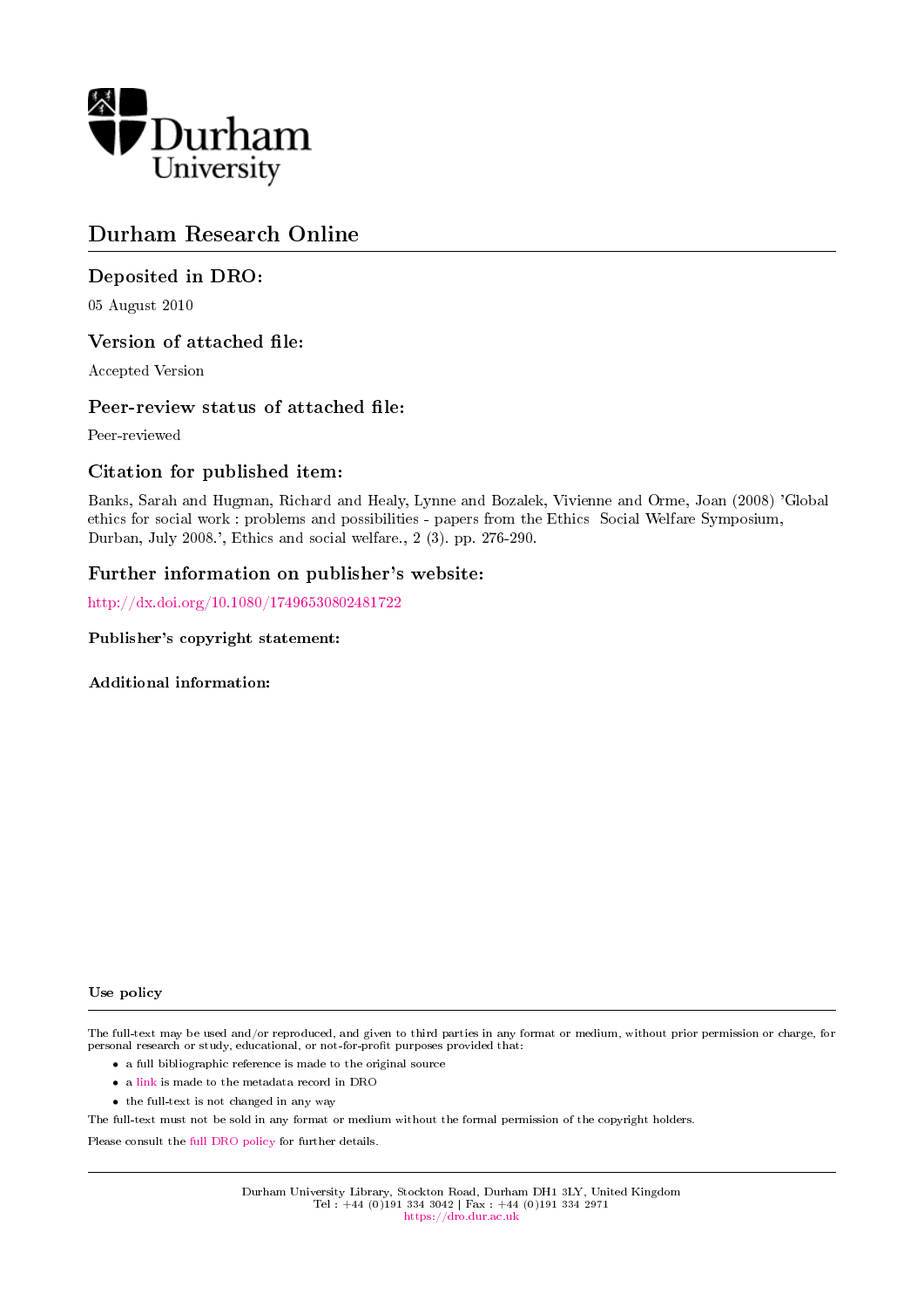Durham University

# Durham Research Online

## Deposited in DRO:

05 August 2010

## Version of attached file:

Accepted Version

## Peer-review status of attached file:

Peer-reviewed

## Citation for published item:

Banks, Sarah and Hugman, Richard and Healy, Lynne and Bozalek, Vivienne and Orme, Joan (2008) 'Global ethics for social work : problems and possibilities - papers from the Ethics Social Welfare Symposium, Durban, July 2008.', Ethics and social welfare., 2 (3). pp. 276-290.

## Further information on publisher's website:

http://dx.doi.org/10.1080/17496530802481722

**Publisher's copyright statement:**

**Additional information:**

**Use policy**

The full-text may be used and/or reproduced, and given to third parties in any format or medium, without prior permission or charge, for personal research or study, educational, or not-for-profit purposes provided that:

- a full bibliographic reference is made to the original source
- a link is made to the metadata record in DRO
- the full-text is not changed in any way

The full-text must not be sold in any format or medium without the formal permission of the copyright holders.

Please consult the full DRO policy for further details.

Durham University Library, Stockton Road, Durham DH1 3LY, United Kingdom
Tel : +44 (0)191 334 3042 | Fax : +44 (0)191 334 2971
https://dro.dur.ac.uk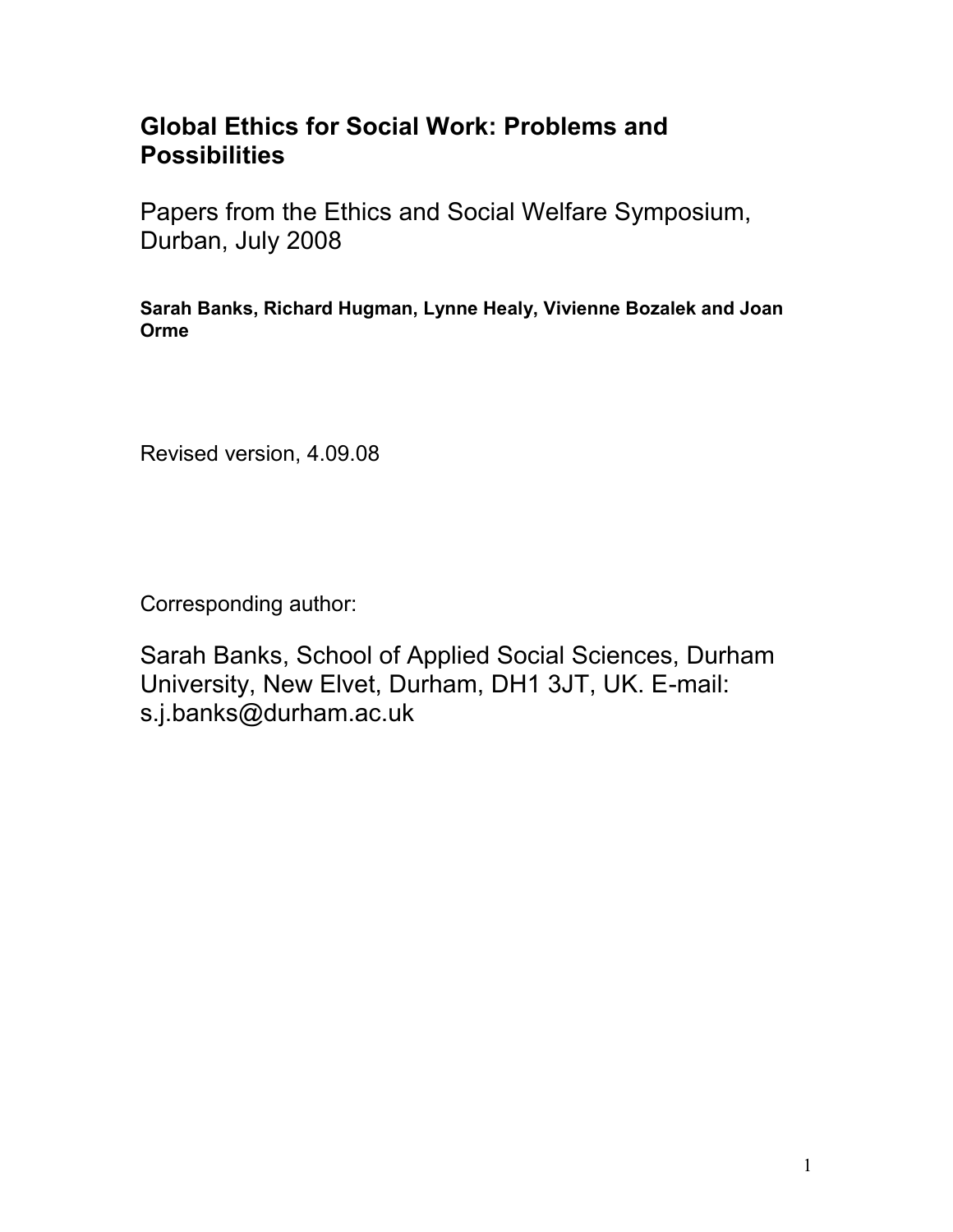# Global Ethics for Social Work: Problems and Possibilities

Papers from the Ethics and Social Welfare Symposium, Durban, July 2008

**Sarah Banks, Richard Hugman, Lynne Healy, Vivienne Bozalek and Joan Orme**

Revised version, 4.09.08

Corresponding author:

Sarah Banks, School of Applied Social Sciences, Durham University, New Elvet, Durham, DH1 3JT, UK. E-mail: s.j.banks@durham.ac.uk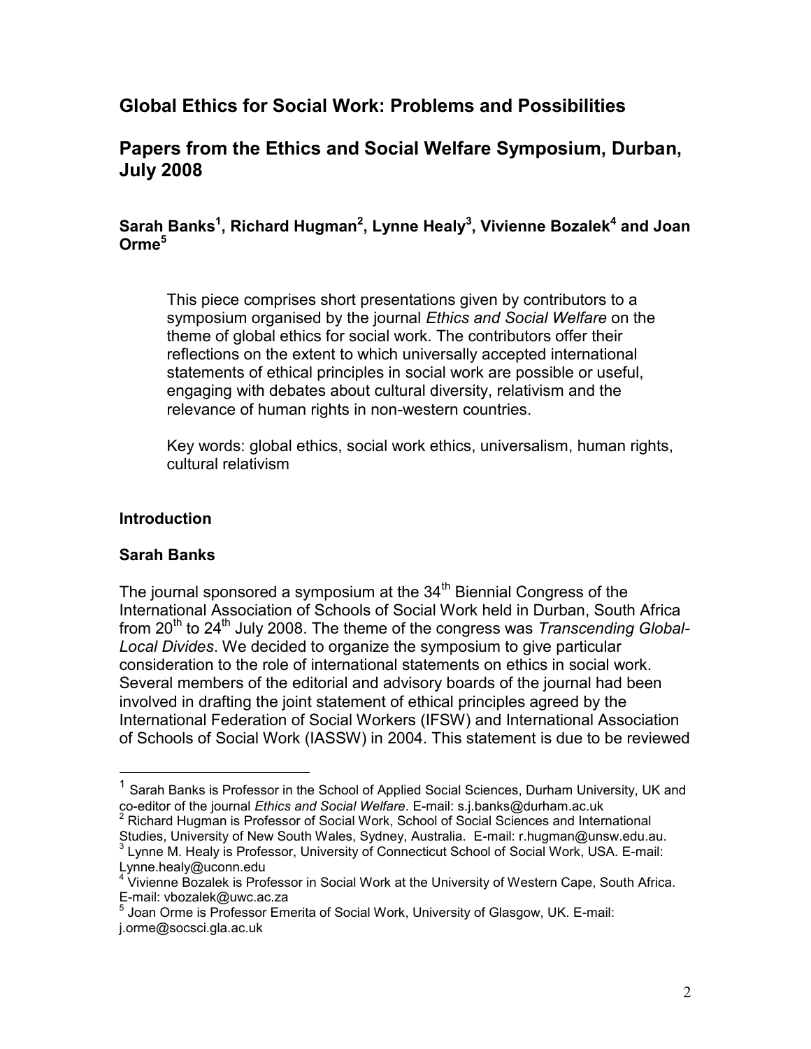# Global Ethics for Social Work: Problems and Possibilities

# Papers from the Ethics and Social Welfare Symposium, Durban, July 2008

### Sarah Banks[1], Richard Hugman[2], Lynne Healy[3], Vivienne Bozalek[4] and Joan Orme[5]

> This piece comprises short presentations given by contributors to a symposium organised by the journal *Ethics and Social Welfare* on the theme of global ethics for social work. The contributors offer their reflections on the extent to which universally accepted international statements of ethical principles in social work are possible or useful, engaging with debates about cultural diversity, relativism and the relevance of human rights in non-western countries.
>
> Key words: global ethics, social work ethics, universalism, human rights, cultural relativism

## Introduction

### Sarah Banks

The journal sponsored a symposium at the 34th Biennial Congress of the International Association of Schools of Social Work held in Durban, South Africa from 20th to 24th July 2008. The theme of the congress was *Transcending Global-Local Divides*. We decided to organize the symposium to give particular consideration to the role of international statements on ethics in social work. Several members of the editorial and advisory boards of the journal had been involved in drafting the joint statement of ethical principles agreed by the International Federation of Social Workers (IFSW) and International Association of Schools of Social Work (IASSW) in 2004. This statement is due to be reviewed

---

[1] Sarah Banks is Professor in the School of Applied Social Sciences, Durham University, UK and co-editor of the journal *Ethics and Social Welfare*. E-mail: s.j.banks@durham.ac.uk

[2] Richard Hugman is Professor of Social Work, School of Social Sciences and International Studies, University of New South Wales, Sydney, Australia. E-mail: r.hugman@unsw.edu.au.

[3] Lynne M. Healy is Professor, University of Connecticut School of Social Work, USA. E-mail: Lynne.healy@uconn.edu

[4] Vivienne Bozalek is Professor in Social Work at the University of Western Cape, South Africa. E-mail: vbozalek@uwc.ac.za

[5] Joan Orme is Professor Emerita of Social Work, University of Glasgow, UK. E-mail: j.orme@socsci.gla.ac.uk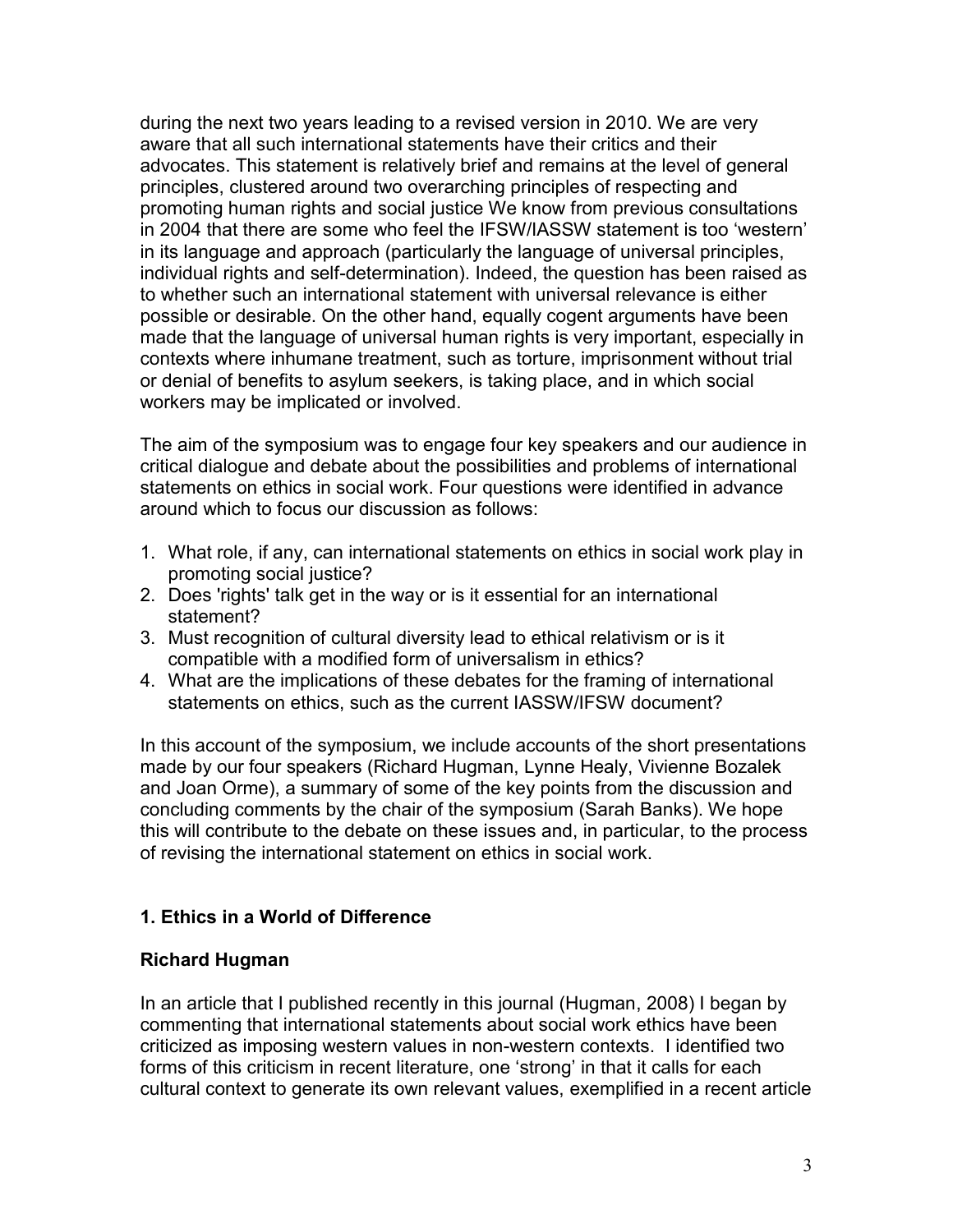during the next two years leading to a revised version in 2010. We are very aware that all such international statements have their critics and their advocates. This statement is relatively brief and remains at the level of general principles, clustered around two overarching principles of respecting and promoting human rights and social justice We know from previous consultations in 2004 that there are some who feel the IFSW/IASSW statement is too 'western' in its language and approach (particularly the language of universal principles, individual rights and self-determination). Indeed, the question has been raised as to whether such an international statement with universal relevance is either possible or desirable. On the other hand, equally cogent arguments have been made that the language of universal human rights is very important, especially in contexts where inhumane treatment, such as torture, imprisonment without trial or denial of benefits to asylum seekers, is taking place, and in which social workers may be implicated or involved.

The aim of the symposium was to engage four key speakers and our audience in critical dialogue and debate about the possibilities and problems of international statements on ethics in social work. Four questions were identified in advance around which to focus our discussion as follows:

1. What role, if any, can international statements on ethics in social work play in promoting social justice?
2. Does 'rights' talk get in the way or is it essential for an international statement?
3. Must recognition of cultural diversity lead to ethical relativism or is it compatible with a modified form of universalism in ethics?
4. What are the implications of these debates for the framing of international statements on ethics, such as the current IASSW/IFSW document?

In this account of the symposium, we include accounts of the short presentations made by our four speakers (Richard Hugman, Lynne Healy, Vivienne Bozalek and Joan Orme), a summary of some of the key points from the discussion and concluding comments by the chair of the symposium (Sarah Banks). We hope this will contribute to the debate on these issues and, in particular, to the process of revising the international statement on ethics in social work.

## 1. Ethics in a World of Difference

### Richard Hugman

In an article that I published recently in this journal (Hugman, 2008) I began by commenting that international statements about social work ethics have been criticized as imposing western values in non-western contexts. I identified two forms of this criticism in recent literature, one 'strong' in that it calls for each cultural context to generate its own relevant values, exemplified in a recent article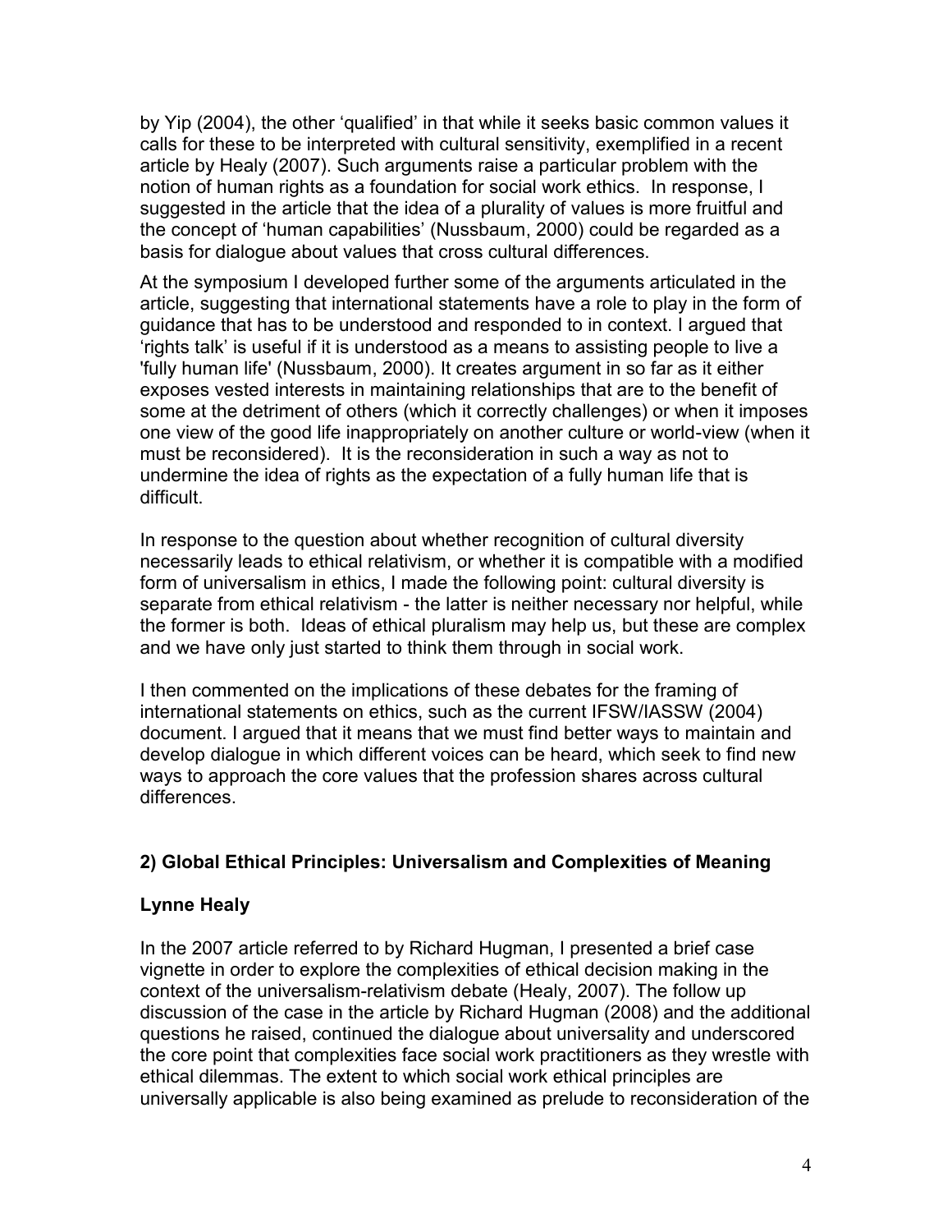by Yip (2004), the other 'qualified' in that while it seeks basic common values it calls for these to be interpreted with cultural sensitivity, exemplified in a recent article by Healy (2007). Such arguments raise a particular problem with the notion of human rights as a foundation for social work ethics. In response, I suggested in the article that the idea of a plurality of values is more fruitful and the concept of 'human capabilities' (Nussbaum, 2000) could be regarded as a basis for dialogue about values that cross cultural differences.

At the symposium I developed further some of the arguments articulated in the article, suggesting that international statements have a role to play in the form of guidance that has to be understood and responded to in context. I argued that 'rights talk' is useful if it is understood as a means to assisting people to live a 'fully human life' (Nussbaum, 2000). It creates argument in so far as it either exposes vested interests in maintaining relationships that are to the benefit of some at the detriment of others (which it correctly challenges) or when it imposes one view of the good life inappropriately on another culture or world-view (when it must be reconsidered). It is the reconsideration in such a way as not to undermine the idea of rights as the expectation of a fully human life that is difficult.

In response to the question about whether recognition of cultural diversity necessarily leads to ethical relativism, or whether it is compatible with a modified form of universalism in ethics, I made the following point: cultural diversity is separate from ethical relativism - the latter is neither necessary nor helpful, while the former is both. Ideas of ethical pluralism may help us, but these are complex and we have only just started to think them through in social work.

I then commented on the implications of these debates for the framing of international statements on ethics, such as the current IFSW/IASSW (2004) document. I argued that it means that we must find better ways to maintain and develop dialogue in which different voices can be heard, which seek to find new ways to approach the core values that the profession shares across cultural differences.

## 2) Global Ethical Principles: Universalism and Complexities of Meaning

### Lynne Healy

In the 2007 article referred to by Richard Hugman, I presented a brief case vignette in order to explore the complexities of ethical decision making in the context of the universalism-relativism debate (Healy, 2007). The follow up discussion of the case in the article by Richard Hugman (2008) and the additional questions he raised, continued the dialogue about universality and underscored the core point that complexities face social work practitioners as they wrestle with ethical dilemmas. The extent to which social work ethical principles are universally applicable is also being examined as prelude to reconsideration of the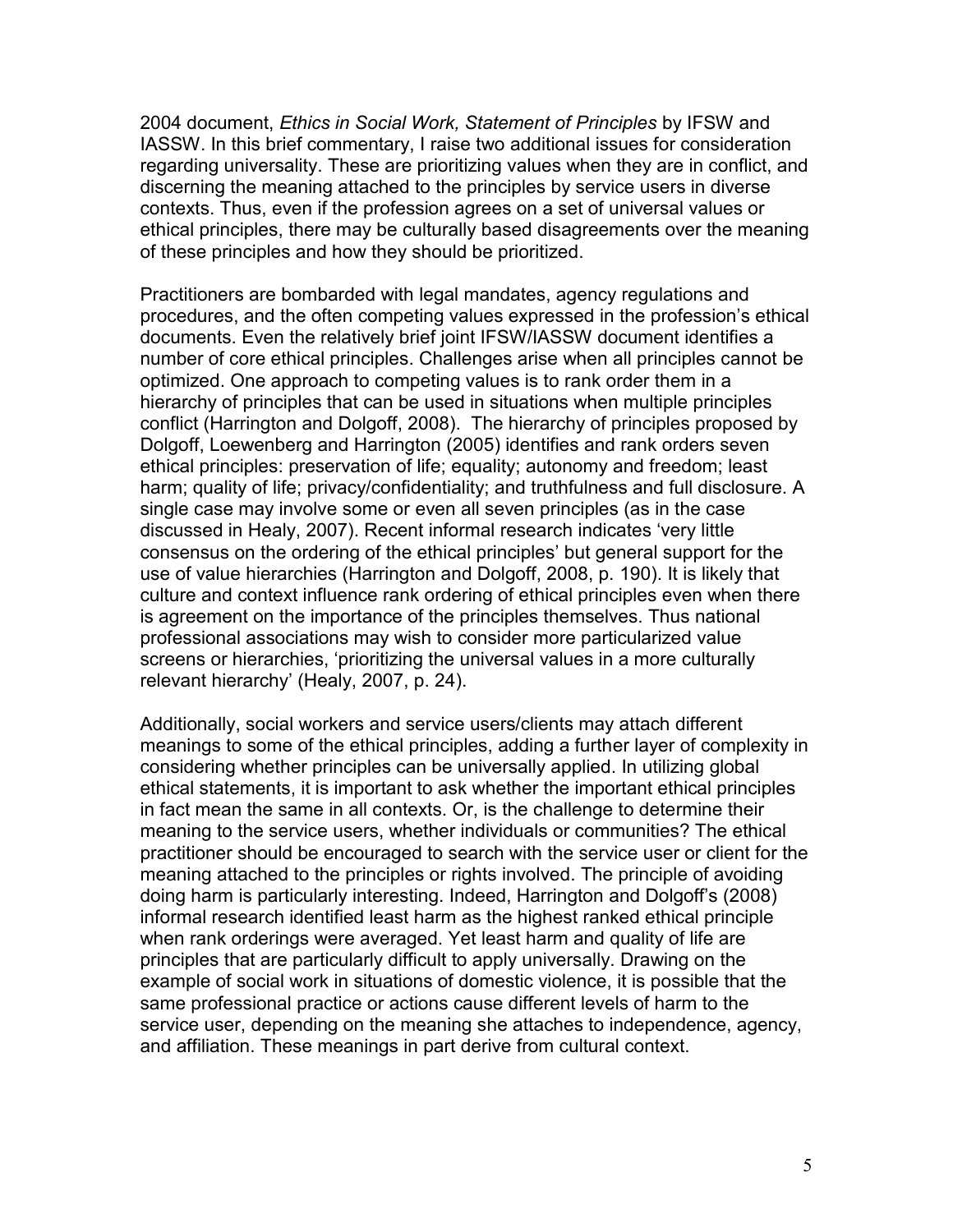2004 document, *Ethics in Social Work, Statement of Principles* by IFSW and IASSW. In this brief commentary, I raise two additional issues for consideration regarding universality. These are prioritizing values when they are in conflict, and discerning the meaning attached to the principles by service users in diverse contexts. Thus, even if the profession agrees on a set of universal values or ethical principles, there may be culturally based disagreements over the meaning of these principles and how they should be prioritized.

Practitioners are bombarded with legal mandates, agency regulations and procedures, and the often competing values expressed in the profession's ethical documents. Even the relatively brief joint IFSW/IASSW document identifies a number of core ethical principles. Challenges arise when all principles cannot be optimized. One approach to competing values is to rank order them in a hierarchy of principles that can be used in situations when multiple principles conflict (Harrington and Dolgoff, 2008). The hierarchy of principles proposed by Dolgoff, Loewenberg and Harrington (2005) identifies and rank orders seven ethical principles: preservation of life; equality; autonomy and freedom; least harm; quality of life; privacy/confidentiality; and truthfulness and full disclosure. A single case may involve some or even all seven principles (as in the case discussed in Healy, 2007). Recent informal research indicates 'very little consensus on the ordering of the ethical principles' but general support for the use of value hierarchies (Harrington and Dolgoff, 2008, p. 190). It is likely that culture and context influence rank ordering of ethical principles even when there is agreement on the importance of the principles themselves. Thus national professional associations may wish to consider more particularized value screens or hierarchies, 'prioritizing the universal values in a more culturally relevant hierarchy' (Healy, 2007, p. 24).

Additionally, social workers and service users/clients may attach different meanings to some of the ethical principles, adding a further layer of complexity in considering whether principles can be universally applied. In utilizing global ethical statements, it is important to ask whether the important ethical principles in fact mean the same in all contexts. Or, is the challenge to determine their meaning to the service users, whether individuals or communities? The ethical practitioner should be encouraged to search with the service user or client for the meaning attached to the principles or rights involved. The principle of avoiding doing harm is particularly interesting. Indeed, Harrington and Dolgoff's (2008) informal research identified least harm as the highest ranked ethical principle when rank orderings were averaged. Yet least harm and quality of life are principles that are particularly difficult to apply universally. Drawing on the example of social work in situations of domestic violence, it is possible that the same professional practice or actions cause different levels of harm to the service user, depending on the meaning she attaches to independence, agency, and affiliation. These meanings in part derive from cultural context.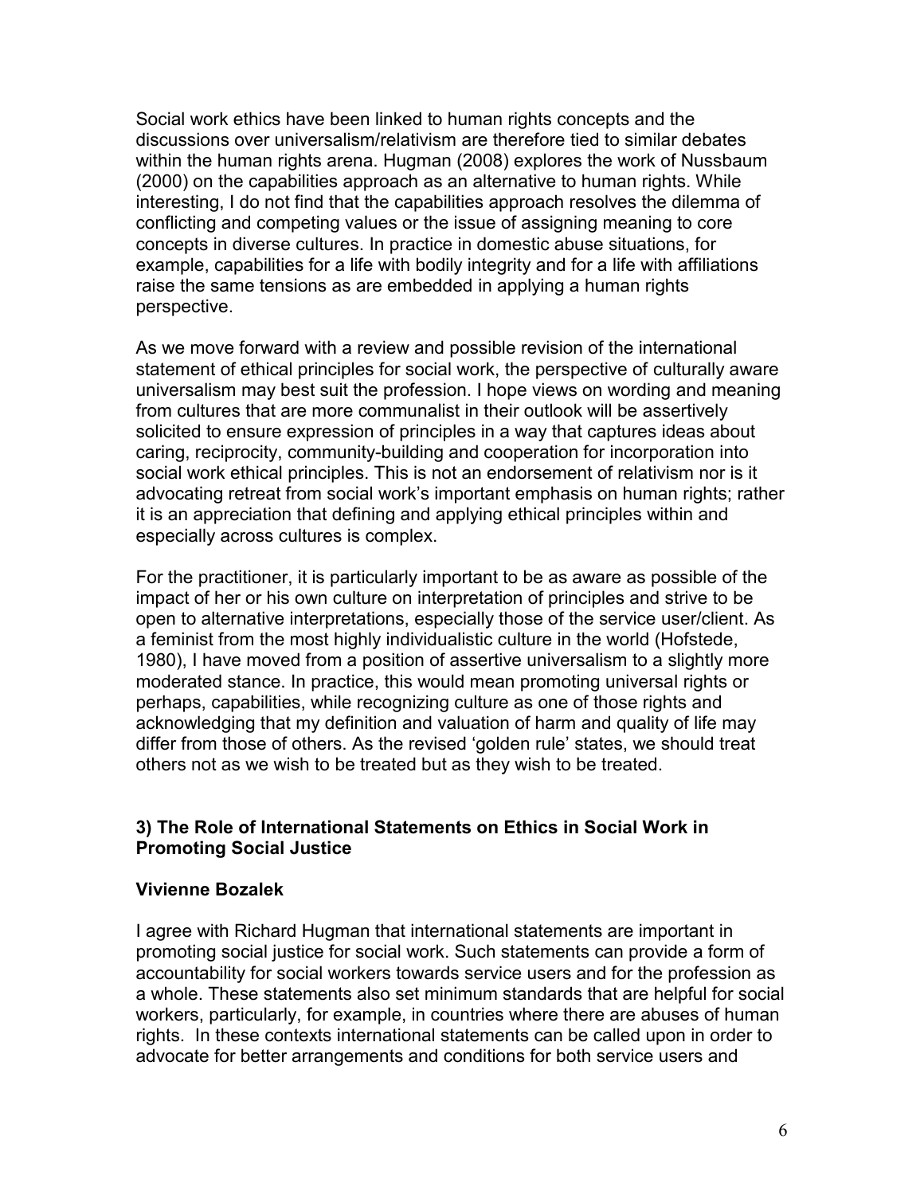Social work ethics have been linked to human rights concepts and the discussions over universalism/relativism are therefore tied to similar debates within the human rights arena. Hugman (2008) explores the work of Nussbaum (2000) on the capabilities approach as an alternative to human rights. While interesting, I do not find that the capabilities approach resolves the dilemma of conflicting and competing values or the issue of assigning meaning to core concepts in diverse cultures. In practice in domestic abuse situations, for example, capabilities for a life with bodily integrity and for a life with affiliations raise the same tensions as are embedded in applying a human rights perspective.

As we move forward with a review and possible revision of the international statement of ethical principles for social work, the perspective of culturally aware universalism may best suit the profession. I hope views on wording and meaning from cultures that are more communalist in their outlook will be assertively solicited to ensure expression of principles in a way that captures ideas about caring, reciprocity, community-building and cooperation for incorporation into social work ethical principles. This is not an endorsement of relativism nor is it advocating retreat from social work's important emphasis on human rights; rather it is an appreciation that defining and applying ethical principles within and especially across cultures is complex.

For the practitioner, it is particularly important to be as aware as possible of the impact of her or his own culture on interpretation of principles and strive to be open to alternative interpretations, especially those of the service user/client. As a feminist from the most highly individualistic culture in the world (Hofstede, 1980), I have moved from a position of assertive universalism to a slightly more moderated stance. In practice, this would mean promoting universal rights or perhaps, capabilities, while recognizing culture as one of those rights and acknowledging that my definition and valuation of harm and quality of life may differ from those of others. As the revised 'golden rule' states, we should treat others not as we wish to be treated but as they wish to be treated.

### 3) The Role of International Statements on Ethics in Social Work in Promoting Social Justice

**Vivienne Bozalek**

I agree with Richard Hugman that international statements are important in promoting social justice for social work. Such statements can provide a form of accountability for social workers towards service users and for the profession as a whole. These statements also set minimum standards that are helpful for social workers, particularly, for example, in countries where there are abuses of human rights. In these contexts international statements can be called upon in order to advocate for better arrangements and conditions for both service users and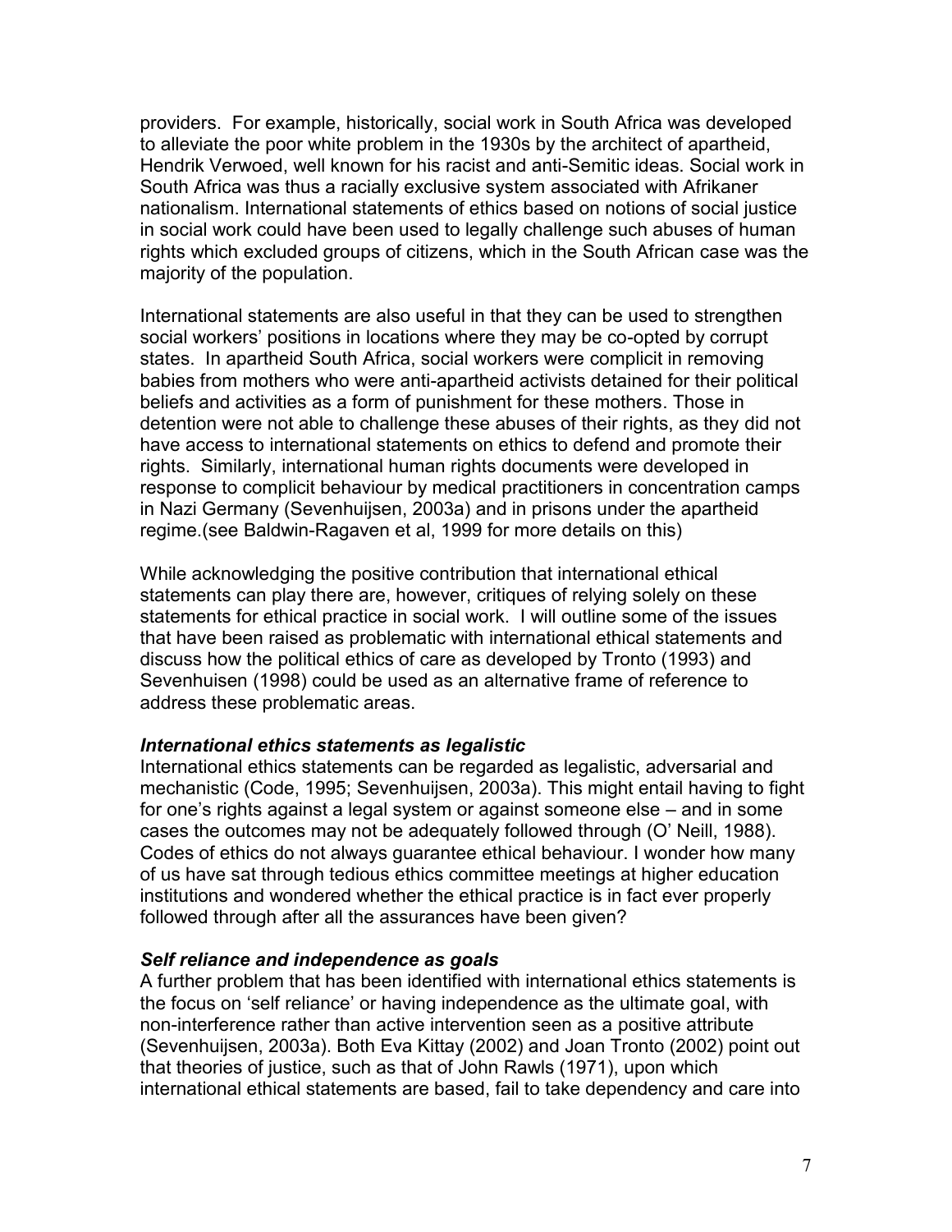providers. For example, historically, social work in South Africa was developed to alleviate the poor white problem in the 1930s by the architect of apartheid, Hendrik Verwoed, well known for his racist and anti-Semitic ideas. Social work in South Africa was thus a racially exclusive system associated with Afrikaner nationalism. International statements of ethics based on notions of social justice in social work could have been used to legally challenge such abuses of human rights which excluded groups of citizens, which in the South African case was the majority of the population.

International statements are also useful in that they can be used to strengthen social workers' positions in locations where they may be co-opted by corrupt states. In apartheid South Africa, social workers were complicit in removing babies from mothers who were anti-apartheid activists detained for their political beliefs and activities as a form of punishment for these mothers. Those in detention were not able to challenge these abuses of their rights, as they did not have access to international statements on ethics to defend and promote their rights. Similarly, international human rights documents were developed in response to complicit behaviour by medical practitioners in concentration camps in Nazi Germany (Sevenhuijsen, 2003a) and in prisons under the apartheid regime.(see Baldwin-Ragaven et al, 1999 for more details on this)

While acknowledging the positive contribution that international ethical statements can play there are, however, critiques of relying solely on these statements for ethical practice in social work. I will outline some of the issues that have been raised as problematic with international ethical statements and discuss how the political ethics of care as developed by Tronto (1993) and Sevenhuisen (1998) could be used as an alternative frame of reference to address these problematic areas.

***International ethics statements as legalistic***

International ethics statements can be regarded as legalistic, adversarial and mechanistic (Code, 1995; Sevenhuijsen, 2003a). This might entail having to fight for one's rights against a legal system or against someone else – and in some cases the outcomes may not be adequately followed through (O' Neill, 1988). Codes of ethics do not always guarantee ethical behaviour. I wonder how many of us have sat through tedious ethics committee meetings at higher education institutions and wondered whether the ethical practice is in fact ever properly followed through after all the assurances have been given?

***Self reliance and independence as goals***

A further problem that has been identified with international ethics statements is the focus on 'self reliance' or having independence as the ultimate goal, with non-interference rather than active intervention seen as a positive attribute (Sevenhuijsen, 2003a). Both Eva Kittay (2002) and Joan Tronto (2002) point out that theories of justice, such as that of John Rawls (1971), upon which international ethical statements are based, fail to take dependency and care into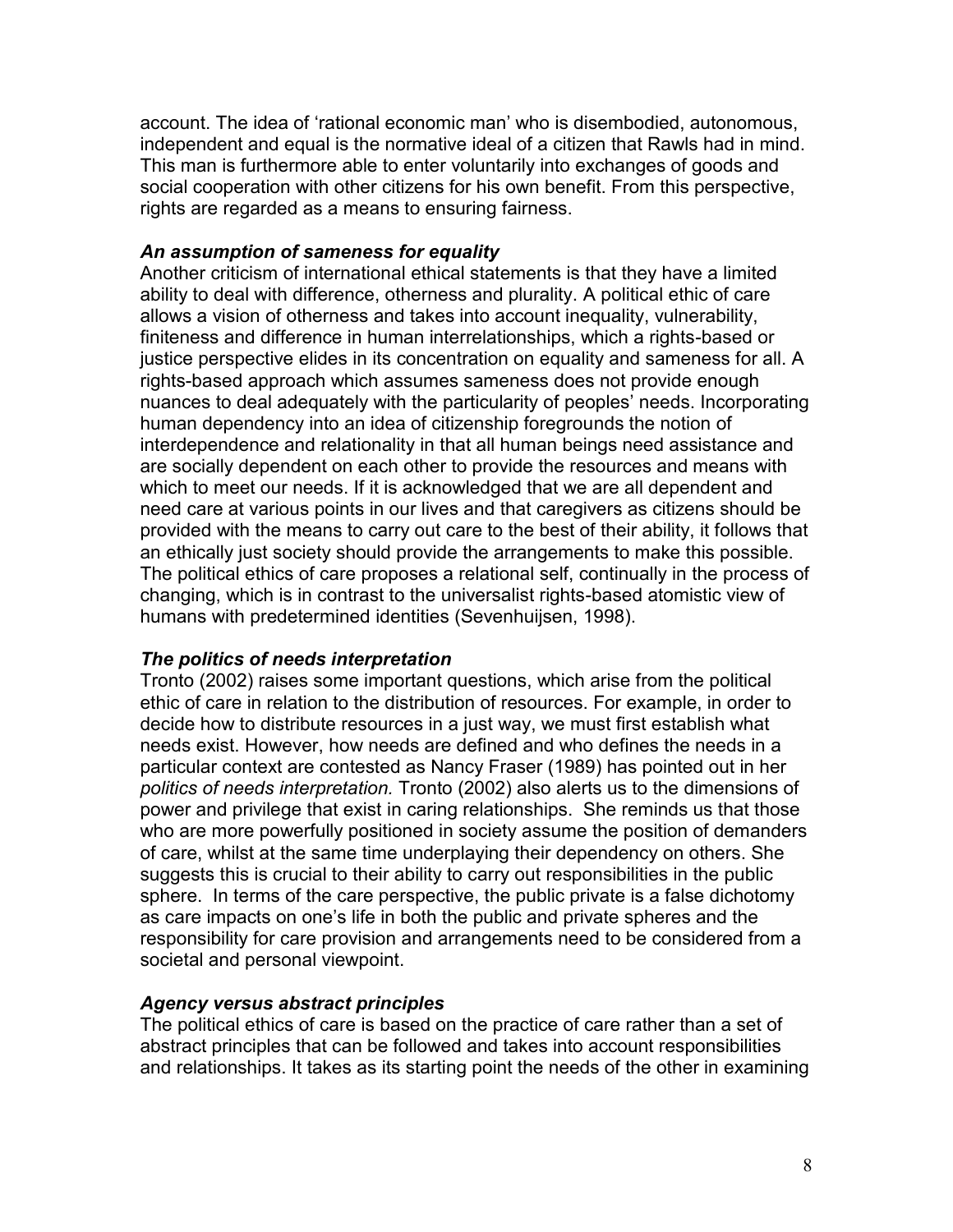account. The idea of 'rational economic man' who is disembodied, autonomous, independent and equal is the normative ideal of a citizen that Rawls had in mind. This man is furthermore able to enter voluntarily into exchanges of goods and social cooperation with other citizens for his own benefit. From this perspective, rights are regarded as a means to ensuring fairness.

### *An assumption of sameness for equality*

Another criticism of international ethical statements is that they have a limited ability to deal with difference, otherness and plurality. A political ethic of care allows a vision of otherness and takes into account inequality, vulnerability, finiteness and difference in human interrelationships, which a rights-based or justice perspective elides in its concentration on equality and sameness for all. A rights-based approach which assumes sameness does not provide enough nuances to deal adequately with the particularity of peoples' needs. Incorporating human dependency into an idea of citizenship foregrounds the notion of interdependence and relationality in that all human beings need assistance and are socially dependent on each other to provide the resources and means with which to meet our needs. If it is acknowledged that we are all dependent and need care at various points in our lives and that caregivers as citizens should be provided with the means to carry out care to the best of their ability, it follows that an ethically just society should provide the arrangements to make this possible. The political ethics of care proposes a relational self, continually in the process of changing, which is in contrast to the universalist rights-based atomistic view of humans with predetermined identities (Sevenhuijsen, 1998).

### *The politics of needs interpretation*

Tronto (2002) raises some important questions, which arise from the political ethic of care in relation to the distribution of resources. For example, in order to decide how to distribute resources in a just way, we must first establish what needs exist. However, how needs are defined and who defines the needs in a particular context are contested as Nancy Fraser (1989) has pointed out in her *politics of needs interpretation.* Tronto (2002) also alerts us to the dimensions of power and privilege that exist in caring relationships. She reminds us that those who are more powerfully positioned in society assume the position of demanders of care, whilst at the same time underplaying their dependency on others. She suggests this is crucial to their ability to carry out responsibilities in the public sphere. In terms of the care perspective, the public private is a false dichotomy as care impacts on one's life in both the public and private spheres and the responsibility for care provision and arrangements need to be considered from a societal and personal viewpoint.

### *Agency versus abstract principles*

The political ethics of care is based on the practice of care rather than a set of abstract principles that can be followed and takes into account responsibilities and relationships. It takes as its starting point the needs of the other in examining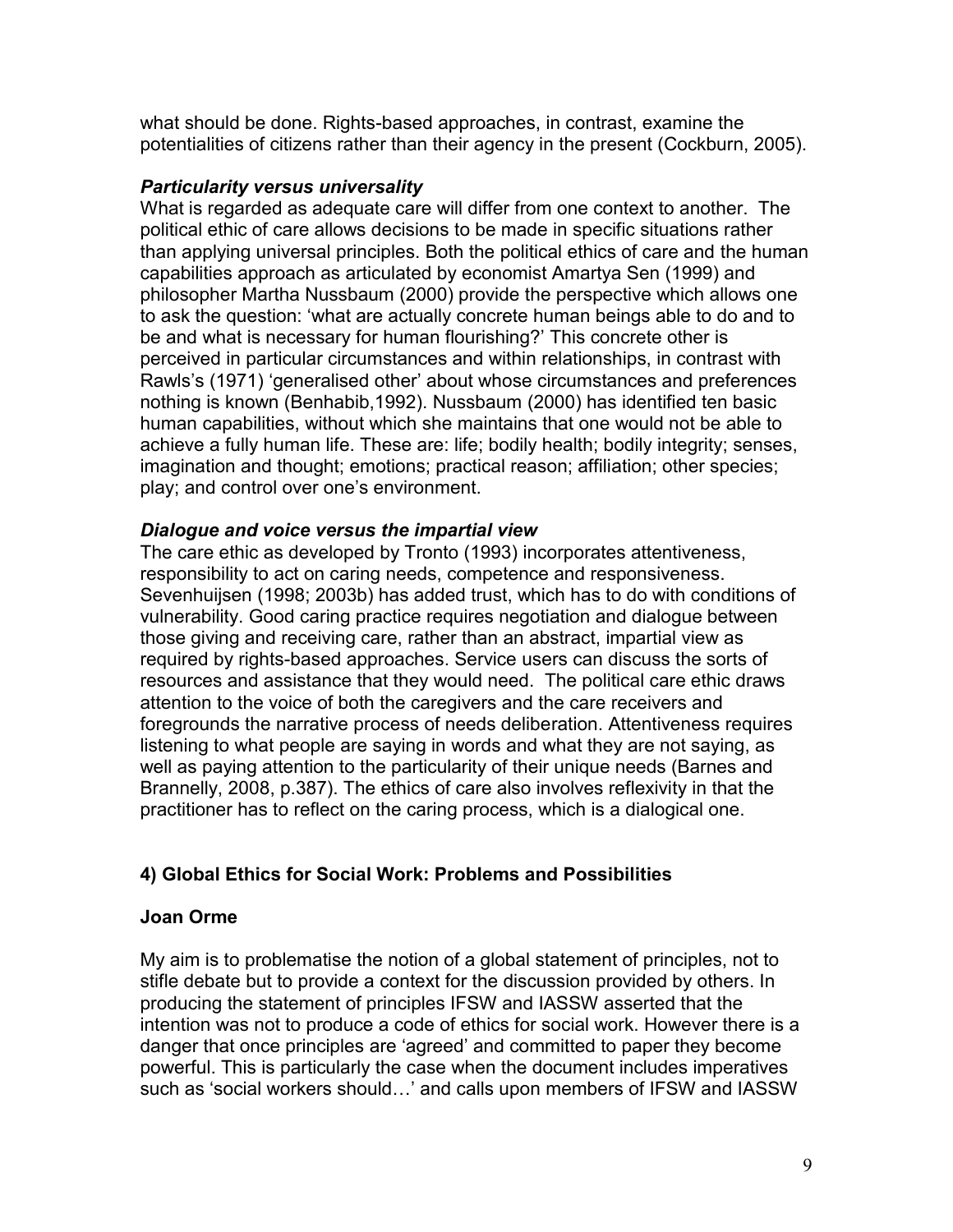what should be done. Rights-based approaches, in contrast, examine the potentialities of citizens rather than their agency in the present (Cockburn, 2005).

***Particularity versus universality***

What is regarded as adequate care will differ from one context to another. The political ethic of care allows decisions to be made in specific situations rather than applying universal principles. Both the political ethics of care and the human capabilities approach as articulated by economist Amartya Sen (1999) and philosopher Martha Nussbaum (2000) provide the perspective which allows one to ask the question: 'what are actually concrete human beings able to do and to be and what is necessary for human flourishing?' This concrete other is perceived in particular circumstances and within relationships, in contrast with Rawls's (1971) 'generalised other' about whose circumstances and preferences nothing is known (Benhabib,1992). Nussbaum (2000) has identified ten basic human capabilities, without which she maintains that one would not be able to achieve a fully human life. These are: life; bodily health; bodily integrity; senses, imagination and thought; emotions; practical reason; affiliation; other species; play; and control over one's environment.

***Dialogue and voice versus the impartial view***

The care ethic as developed by Tronto (1993) incorporates attentiveness, responsibility to act on caring needs, competence and responsiveness. Sevenhuijsen (1998; 2003b) has added trust, which has to do with conditions of vulnerability. Good caring practice requires negotiation and dialogue between those giving and receiving care, rather than an abstract, impartial view as required by rights-based approaches. Service users can discuss the sorts of resources and assistance that they would need. The political care ethic draws attention to the voice of both the caregivers and the care receivers and foregrounds the narrative process of needs deliberation. Attentiveness requires listening to what people are saying in words and what they are not saying, as well as paying attention to the particularity of their unique needs (Barnes and Brannelly, 2008, p.387). The ethics of care also involves reflexivity in that the practitioner has to reflect on the caring process, which is a dialogical one.

## 4) Global Ethics for Social Work: Problems and Possibilities

**Joan Orme**

My aim is to problematise the notion of a global statement of principles, not to stifle debate but to provide a context for the discussion provided by others. In producing the statement of principles IFSW and IASSW asserted that the intention was not to produce a code of ethics for social work. However there is a danger that once principles are 'agreed' and committed to paper they become powerful. This is particularly the case when the document includes imperatives such as 'social workers should…' and calls upon members of IFSW and IASSW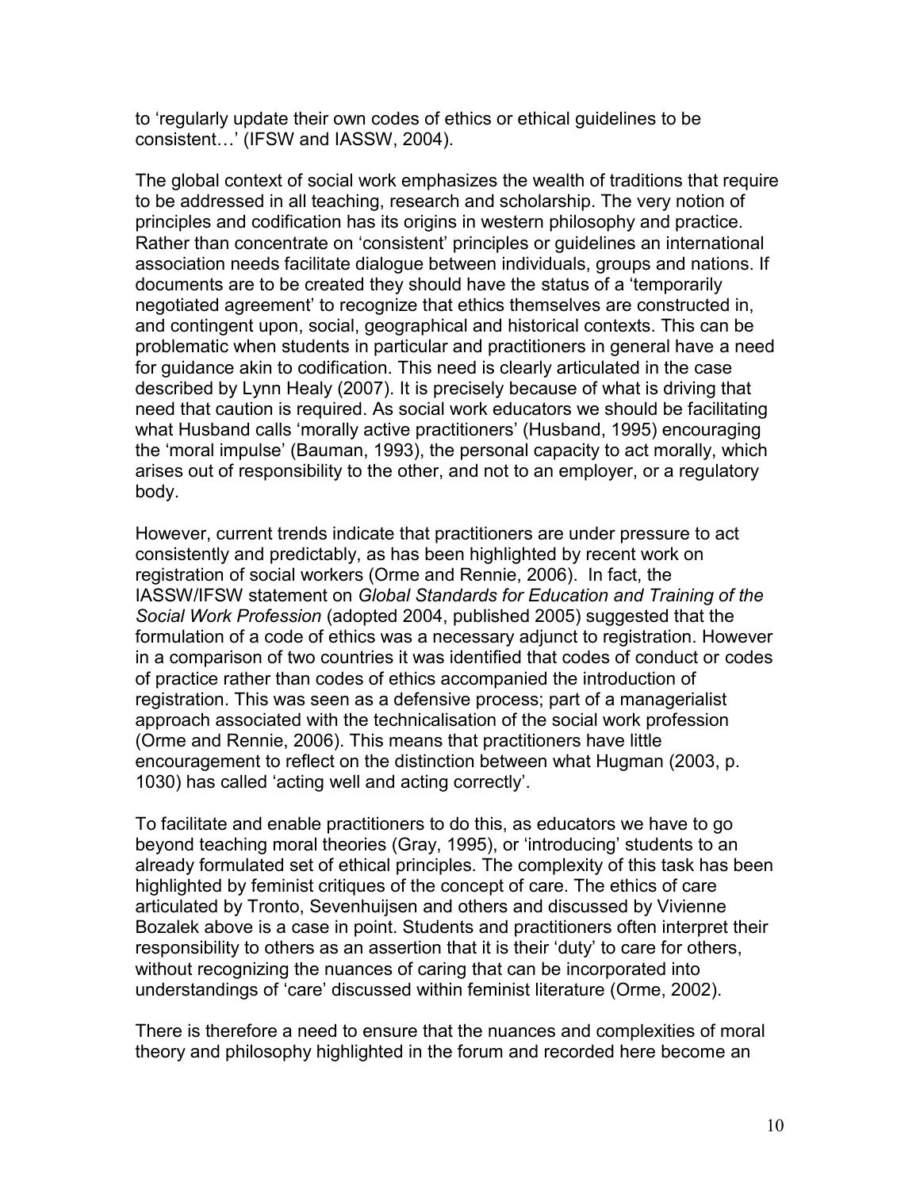to 'regularly update their own codes of ethics or ethical guidelines to be consistent…' (IFSW and IASSW, 2004).

The global context of social work emphasizes the wealth of traditions that require to be addressed in all teaching, research and scholarship. The very notion of principles and codification has its origins in western philosophy and practice. Rather than concentrate on 'consistent' principles or guidelines an international association needs facilitate dialogue between individuals, groups and nations. If documents are to be created they should have the status of a 'temporarily negotiated agreement' to recognize that ethics themselves are constructed in, and contingent upon, social, geographical and historical contexts. This can be problematic when students in particular and practitioners in general have a need for guidance akin to codification. This need is clearly articulated in the case described by Lynn Healy (2007). It is precisely because of what is driving that need that caution is required. As social work educators we should be facilitating what Husband calls 'morally active practitioners' (Husband, 1995) encouraging the 'moral impulse' (Bauman, 1993), the personal capacity to act morally, which arises out of responsibility to the other, and not to an employer, or a regulatory body.

However, current trends indicate that practitioners are under pressure to act consistently and predictably, as has been highlighted by recent work on registration of social workers (Orme and Rennie, 2006). In fact, the IASSW/IFSW statement on *Global Standards for Education and Training of the Social Work Profession* (adopted 2004, published 2005) suggested that the formulation of a code of ethics was a necessary adjunct to registration. However in a comparison of two countries it was identified that codes of conduct or codes of practice rather than codes of ethics accompanied the introduction of registration. This was seen as a defensive process; part of a managerialist approach associated with the technicalisation of the social work profession (Orme and Rennie, 2006). This means that practitioners have little encouragement to reflect on the distinction between what Hugman (2003, p. 1030) has called 'acting well and acting correctly'.

To facilitate and enable practitioners to do this, as educators we have to go beyond teaching moral theories (Gray, 1995), or 'introducing' students to an already formulated set of ethical principles. The complexity of this task has been highlighted by feminist critiques of the concept of care. The ethics of care articulated by Tronto, Sevenhuijsen and others and discussed by Vivienne Bozalek above is a case in point. Students and practitioners often interpret their responsibility to others as an assertion that it is their 'duty' to care for others, without recognizing the nuances of caring that can be incorporated into understandings of 'care' discussed within feminist literature (Orme, 2002).

There is therefore a need to ensure that the nuances and complexities of moral theory and philosophy highlighted in the forum and recorded here become an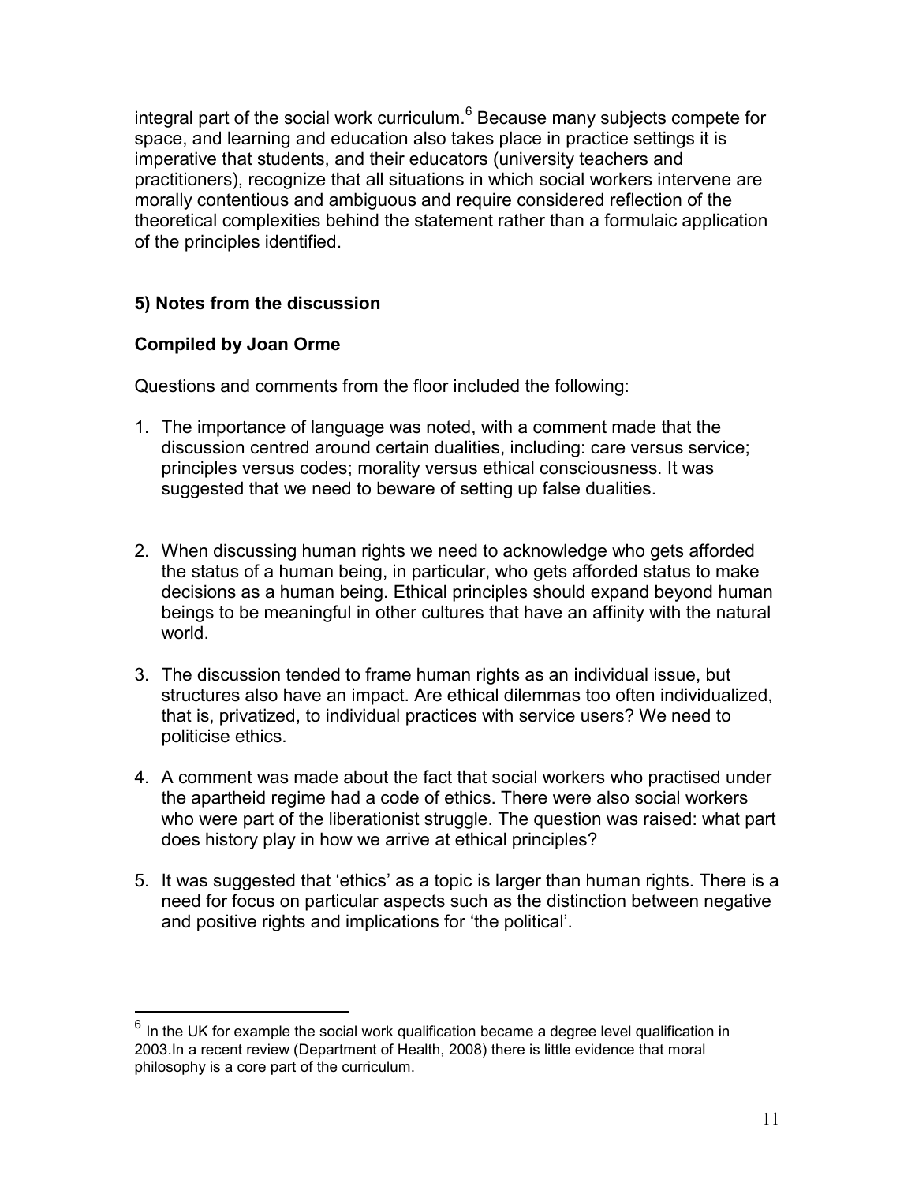integral part of the social work curriculum.[6] Because many subjects compete for space, and learning and education also takes place in practice settings it is imperative that students, and their educators (university teachers and practitioners), recognize that all situations in which social workers intervene are morally contentious and ambiguous and require considered reflection of the theoretical complexities behind the statement rather than a formulaic application of the principles identified.

## 5) Notes from the discussion

### Compiled by Joan Orme

Questions and comments from the floor included the following:

1. The importance of language was noted, with a comment made that the discussion centred around certain dualities, including: care versus service; principles versus codes; morality versus ethical consciousness. It was suggested that we need to beware of setting up false dualities.

2. When discussing human rights we need to acknowledge who gets afforded the status of a human being, in particular, who gets afforded status to make decisions as a human being. Ethical principles should expand beyond human beings to be meaningful in other cultures that have an affinity with the natural world.

3. The discussion tended to frame human rights as an individual issue, but structures also have an impact. Are ethical dilemmas too often individualized, that is, privatized, to individual practices with service users? We need to politicise ethics.

4. A comment was made about the fact that social workers who practised under the apartheid regime had a code of ethics. There were also social workers who were part of the liberationist struggle. The question was raised: what part does history play in how we arrive at ethical principles?

5. It was suggested that 'ethics' as a topic is larger than human rights. There is a need for focus on particular aspects such as the distinction between negative and positive rights and implications for 'the political'.

---

[6] In the UK for example the social work qualification became a degree level qualification in 2003.In a recent review (Department of Health, 2008) there is little evidence that moral philosophy is a core part of the curriculum.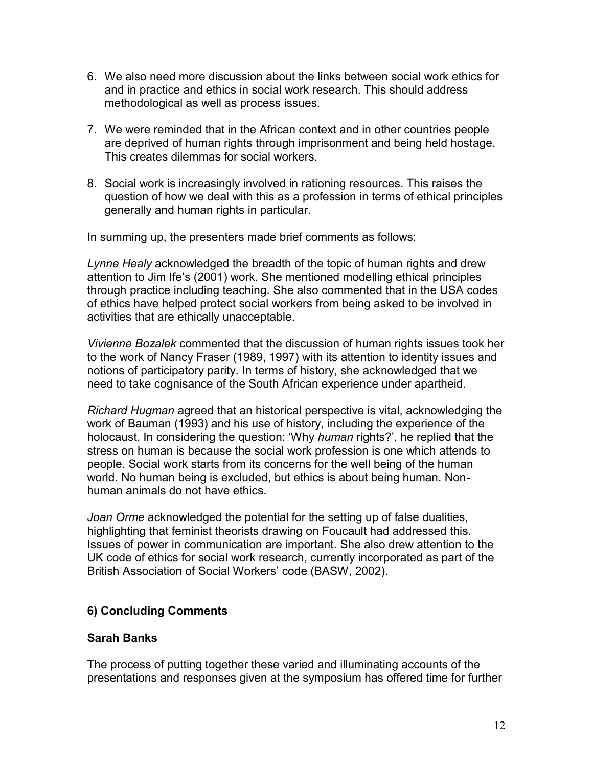6. We also need more discussion about the links between social work ethics for and in practice and ethics in social work research. This should address methodological as well as process issues.

7. We were reminded that in the African context and in other countries people are deprived of human rights through imprisonment and being held hostage. This creates dilemmas for social workers.

8. Social work is increasingly involved in rationing resources. This raises the question of how we deal with this as a profession in terms of ethical principles generally and human rights in particular.

In summing up, the presenters made brief comments as follows:

*Lynne Healy* acknowledged the breadth of the topic of human rights and drew attention to Jim Ife's (2001) work. She mentioned modelling ethical principles through practice including teaching. She also commented that in the USA codes of ethics have helped protect social workers from being asked to be involved in activities that are ethically unacceptable.

*Vivienne Bozalek* commented that the discussion of human rights issues took her to the work of Nancy Fraser (1989, 1997) with its attention to identity issues and notions of participatory parity. In terms of history, she acknowledged that we need to take cognisance of the South African experience under apartheid.

*Richard Hugman* agreed that an historical perspective is vital, acknowledging the work of Bauman (1993) and his use of history, including the experience of the holocaust. In considering the question: 'Why *human* rights?', he replied that the stress on human is because the social work profession is one which attends to people. Social work starts from its concerns for the well being of the human world. No human being is excluded, but ethics is about being human. Non-human animals do not have ethics.

*Joan Orme* acknowledged the potential for the setting up of false dualities, highlighting that feminist theorists drawing on Foucault had addressed this. Issues of power in communication are important. She also drew attention to the UK code of ethics for social work research, currently incorporated as part of the British Association of Social Workers' code (BASW, 2002).

## 6) Concluding Comments

### Sarah Banks

The process of putting together these varied and illuminating accounts of the presentations and responses given at the symposium has offered time for further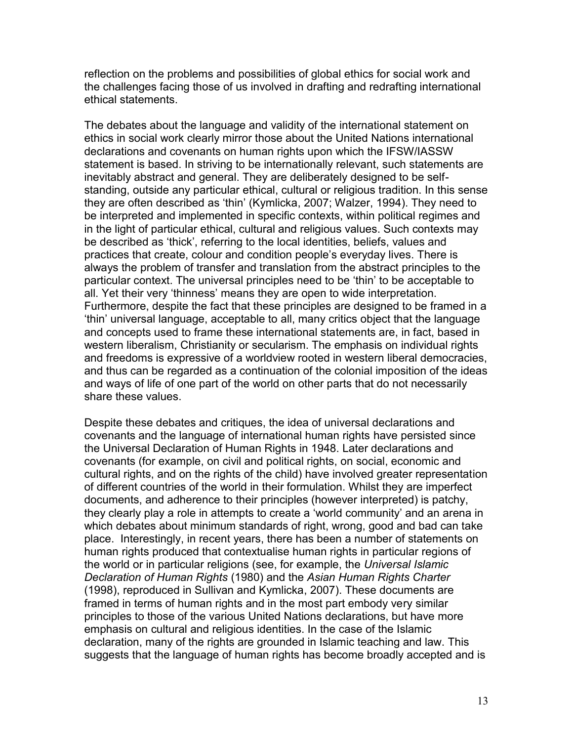reflection on the problems and possibilities of global ethics for social work and the challenges facing those of us involved in drafting and redrafting international ethical statements.

The debates about the language and validity of the international statement on ethics in social work clearly mirror those about the United Nations international declarations and covenants on human rights upon which the IFSW/IASSW statement is based. In striving to be internationally relevant, such statements are inevitably abstract and general. They are deliberately designed to be self-standing, outside any particular ethical, cultural or religious tradition. In this sense they are often described as 'thin' (Kymlicka, 2007; Walzer, 1994). They need to be interpreted and implemented in specific contexts, within political regimes and in the light of particular ethical, cultural and religious values. Such contexts may be described as 'thick', referring to the local identities, beliefs, values and practices that create, colour and condition people's everyday lives. There is always the problem of transfer and translation from the abstract principles to the particular context. The universal principles need to be 'thin' to be acceptable to all. Yet their very 'thinness' means they are open to wide interpretation. Furthermore, despite the fact that these principles are designed to be framed in a 'thin' universal language, acceptable to all, many critics object that the language and concepts used to frame these international statements are, in fact, based in western liberalism, Christianity or secularism. The emphasis on individual rights and freedoms is expressive of a worldview rooted in western liberal democracies, and thus can be regarded as a continuation of the colonial imposition of the ideas and ways of life of one part of the world on other parts that do not necessarily share these values.

Despite these debates and critiques, the idea of universal declarations and covenants and the language of international human rights have persisted since the Universal Declaration of Human Rights in 1948. Later declarations and covenants (for example, on civil and political rights, on social, economic and cultural rights, and on the rights of the child) have involved greater representation of different countries of the world in their formulation. Whilst they are imperfect documents, and adherence to their principles (however interpreted) is patchy, they clearly play a role in attempts to create a 'world community' and an arena in which debates about minimum standards of right, wrong, good and bad can take place. Interestingly, in recent years, there has been a number of statements on human rights produced that contextualise human rights in particular regions of the world or in particular religions (see, for example, the *Universal Islamic Declaration of Human Rights* (1980) and the *Asian Human Rights Charter* (1998), reproduced in Sullivan and Kymlicka, 2007). These documents are framed in terms of human rights and in the most part embody very similar principles to those of the various United Nations declarations, but have more emphasis on cultural and religious identities. In the case of the Islamic declaration, many of the rights are grounded in Islamic teaching and law. This suggests that the language of human rights has become broadly accepted and is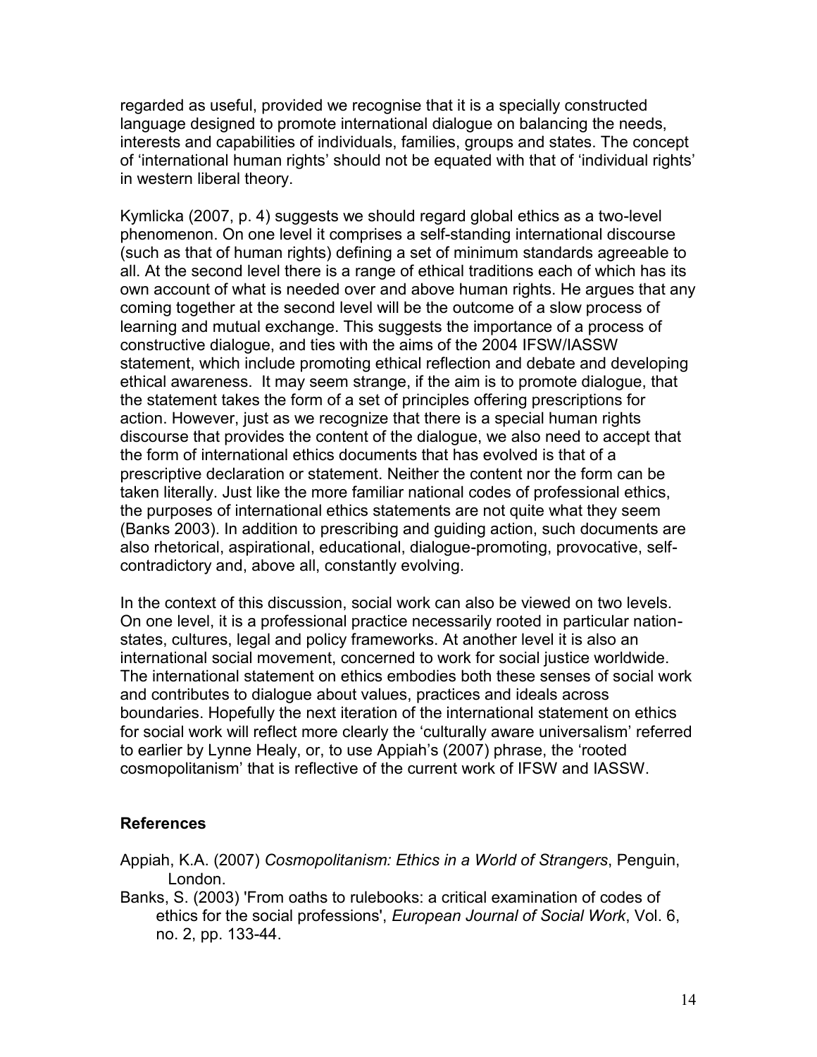regarded as useful, provided we recognise that it is a specially constructed language designed to promote international dialogue on balancing the needs, interests and capabilities of individuals, families, groups and states. The concept of 'international human rights' should not be equated with that of 'individual rights' in western liberal theory.

Kymlicka (2007, p. 4) suggests we should regard global ethics as a two-level phenomenon. On one level it comprises a self-standing international discourse (such as that of human rights) defining a set of minimum standards agreeable to all. At the second level there is a range of ethical traditions each of which has its own account of what is needed over and above human rights. He argues that any coming together at the second level will be the outcome of a slow process of learning and mutual exchange. This suggests the importance of a process of constructive dialogue, and ties with the aims of the 2004 IFSW/IASSW statement, which include promoting ethical reflection and debate and developing ethical awareness. It may seem strange, if the aim is to promote dialogue, that the statement takes the form of a set of principles offering prescriptions for action. However, just as we recognize that there is a special human rights discourse that provides the content of the dialogue, we also need to accept that the form of international ethics documents that has evolved is that of a prescriptive declaration or statement. Neither the content nor the form can be taken literally. Just like the more familiar national codes of professional ethics, the purposes of international ethics statements are not quite what they seem (Banks 2003). In addition to prescribing and guiding action, such documents are also rhetorical, aspirational, educational, dialogue-promoting, provocative, self-contradictory and, above all, constantly evolving.

In the context of this discussion, social work can also be viewed on two levels. On one level, it is a professional practice necessarily rooted in particular nation-states, cultures, legal and policy frameworks. At another level it is also an international social movement, concerned to work for social justice worldwide. The international statement on ethics embodies both these senses of social work and contributes to dialogue about values, practices and ideals across boundaries. Hopefully the next iteration of the international statement on ethics for social work will reflect more clearly the 'culturally aware universalism' referred to earlier by Lynne Healy, or, to use Appiah's (2007) phrase, the 'rooted cosmopolitanism' that is reflective of the current work of IFSW and IASSW.

### References

Appiah, K.A. (2007) *Cosmopolitanism: Ethics in a World of Strangers*, Penguin, London.

Banks, S. (2003) 'From oaths to rulebooks: a critical examination of codes of ethics for the social professions', *European Journal of Social Work*, Vol. 6, no. 2, pp. 133-44.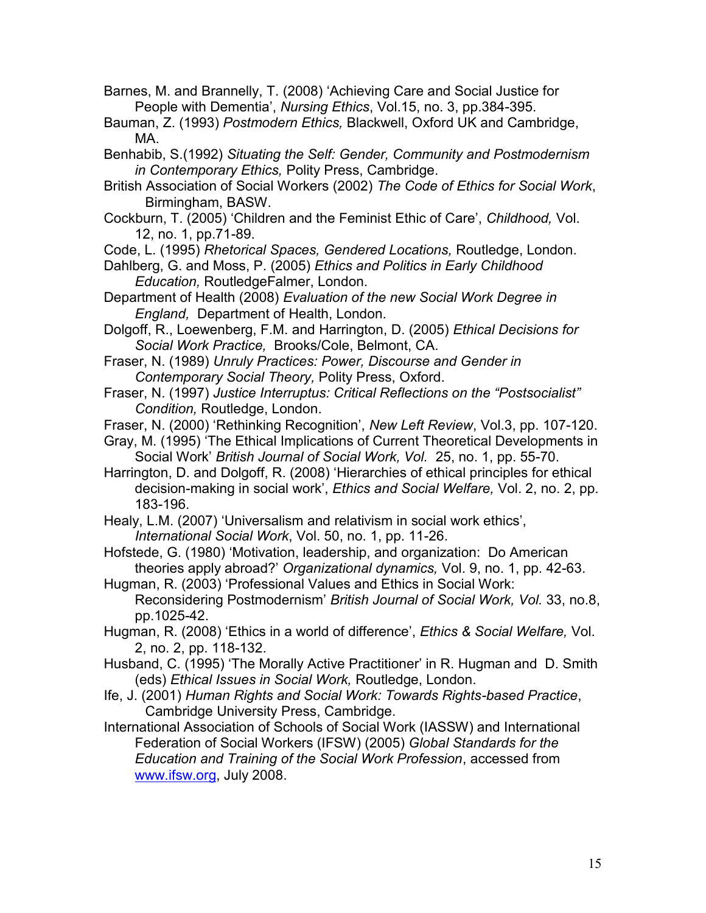Barnes, M. and Brannelly, T. (2008) 'Achieving Care and Social Justice for People with Dementia', *Nursing Ethics*, Vol.15, no. 3, pp.384-395.

Bauman, Z. (1993) *Postmodern Ethics,* Blackwell, Oxford UK and Cambridge, MA.

Benhabib, S.(1992) *Situating the Self: Gender, Community and Postmodernism in Contemporary Ethics,* Polity Press, Cambridge.

British Association of Social Workers (2002) *The Code of Ethics for Social Work*, Birmingham, BASW.

Cockburn, T. (2005) 'Children and the Feminist Ethic of Care', *Childhood,* Vol. 12, no. 1, pp.71-89.

Code, L. (1995) *Rhetorical Spaces, Gendered Locations,* Routledge, London.

Dahlberg, G. and Moss, P. (2005) *Ethics and Politics in Early Childhood Education,* RoutledgeFalmer, London.

Department of Health (2008) *Evaluation of the new Social Work Degree in England,* Department of Health, London.

Dolgoff, R., Loewenberg, F.M. and Harrington, D. (2005) *Ethical Decisions for Social Work Practice,* Brooks/Cole, Belmont, CA.

Fraser, N. (1989) *Unruly Practices: Power, Discourse and Gender in Contemporary Social Theory,* Polity Press, Oxford.

Fraser, N. (1997) *Justice Interruptus: Critical Reflections on the "Postsocialist" Condition,* Routledge, London.

Fraser, N. (2000) 'Rethinking Recognition', *New Left Review*, Vol.3, pp. 107-120.

Gray, M. (1995) 'The Ethical Implications of Current Theoretical Developments in Social Work' *British Journal of Social Work, Vol.* 25, no. 1, pp. 55-70.

Harrington, D. and Dolgoff, R. (2008) 'Hierarchies of ethical principles for ethical decision-making in social work', *Ethics and Social Welfare,* Vol. 2, no. 2, pp. 183-196.

Healy, L.M. (2007) 'Universalism and relativism in social work ethics', *International Social Work*, Vol. 50, no. 1, pp. 11-26.

Hofstede, G. (1980) 'Motivation, leadership, and organization: Do American theories apply abroad?' *Organizational dynamics,* Vol. 9, no. 1, pp. 42-63.

Hugman, R. (2003) 'Professional Values and Ethics in Social Work: Reconsidering Postmodernism' *British Journal of Social Work, Vol.* 33, no.8, pp.1025-42.

Hugman, R. (2008) 'Ethics in a world of difference', *Ethics & Social Welfare,* Vol. 2, no. 2, pp. 118-132.

Husband, C. (1995) 'The Morally Active Practitioner' in R. Hugman and D. Smith (eds) *Ethical Issues in Social Work,* Routledge, London.

Ife, J. (2001) *Human Rights and Social Work: Towards Rights-based Practice*, Cambridge University Press, Cambridge.

International Association of Schools of Social Work (IASSW) and International Federation of Social Workers (IFSW) (2005) *Global Standards for the Education and Training of the Social Work Profession*, accessed from www.ifsw.org, July 2008.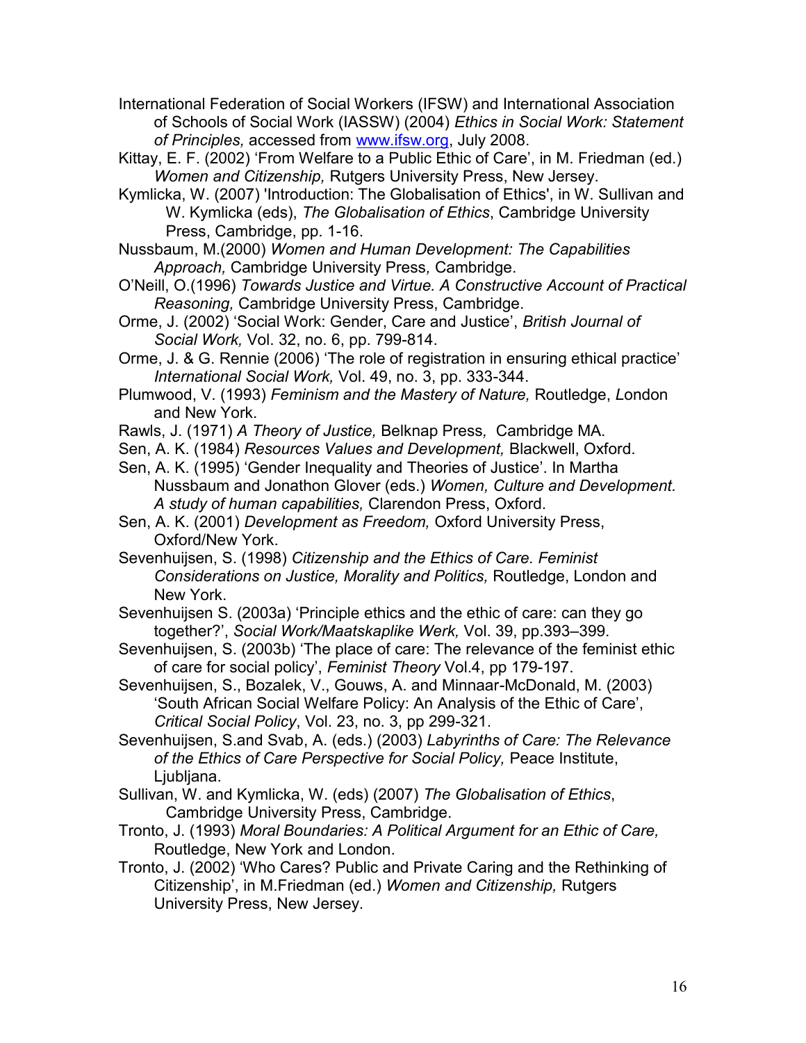International Federation of Social Workers (IFSW) and International Association of Schools of Social Work (IASSW) (2004) *Ethics in Social Work: Statement of Principles,* accessed from www.ifsw.org, July 2008.

Kittay, E. F. (2002) 'From Welfare to a Public Ethic of Care', in M. Friedman (ed.) *Women and Citizenship,* Rutgers University Press, New Jersey.

Kymlicka, W. (2007) 'Introduction: The Globalisation of Ethics', in W. Sullivan and W. Kymlicka (eds), *The Globalisation of Ethics*, Cambridge University Press, Cambridge, pp. 1-16.

Nussbaum, M.(2000) *Women and Human Development: The Capabilities Approach,* Cambridge University Press*,* Cambridge.

O'Neill, O.(1996) *Towards Justice and Virtue. A Constructive Account of Practical Reasoning,* Cambridge University Press, Cambridge.

Orme, J. (2002) 'Social Work: Gender, Care and Justice', *British Journal of Social Work,* Vol. 32, no. 6, pp. 799-814.

Orme, J. & G. Rennie (2006) 'The role of registration in ensuring ethical practice' *International Social Work,* Vol. 49, no. 3, pp. 333-344.

Plumwood, V. (1993) *Feminism and the Mastery of Nature,* Routledge, London and New York.

Rawls, J. (1971) *A Theory of Justice,* Belknap Press*,* Cambridge MA.

Sen, A. K. (1984) *Resources Values and Development,* Blackwell, Oxford.

Sen, A. K. (1995) 'Gender Inequality and Theories of Justice'. In Martha Nussbaum and Jonathon Glover (eds.) *Women, Culture and Development. A study of human capabilities,* Clarendon Press, Oxford.

Sen, A. K. (2001) *Development as Freedom,* Oxford University Press, Oxford/New York.

Sevenhuijsen, S. (1998) *Citizenship and the Ethics of Care. Feminist Considerations on Justice, Morality and Politics,* Routledge, London and New York.

Sevenhuijsen S. (2003a) 'Principle ethics and the ethic of care: can they go together?', *Social Work/Maatskaplike Werk,* Vol. 39, pp.393–399.

Sevenhuijsen, S. (2003b) 'The place of care: The relevance of the feminist ethic of care for social policy', *Feminist Theory* Vol.4, pp 179-197.

Sevenhuijsen, S., Bozalek, V., Gouws, A. and Minnaar-McDonald, M. (2003) 'South African Social Welfare Policy: An Analysis of the Ethic of Care', *Critical Social Policy*, Vol. 23, no. 3, pp 299-321.

Sevenhuijsen, S.and Svab, A. (eds.) (2003) *Labyrinths of Care: The Relevance of the Ethics of Care Perspective for Social Policy,* Peace Institute, Ljubljana.

Sullivan, W. and Kymlicka, W. (eds) (2007) *The Globalisation of Ethics*, Cambridge University Press, Cambridge.

Tronto, J. (1993) *Moral Boundaries: A Political Argument for an Ethic of Care,* Routledge, New York and London.

Tronto, J. (2002) 'Who Cares? Public and Private Caring and the Rethinking of Citizenship', in M.Friedman (ed.) *Women and Citizenship,* Rutgers University Press, New Jersey.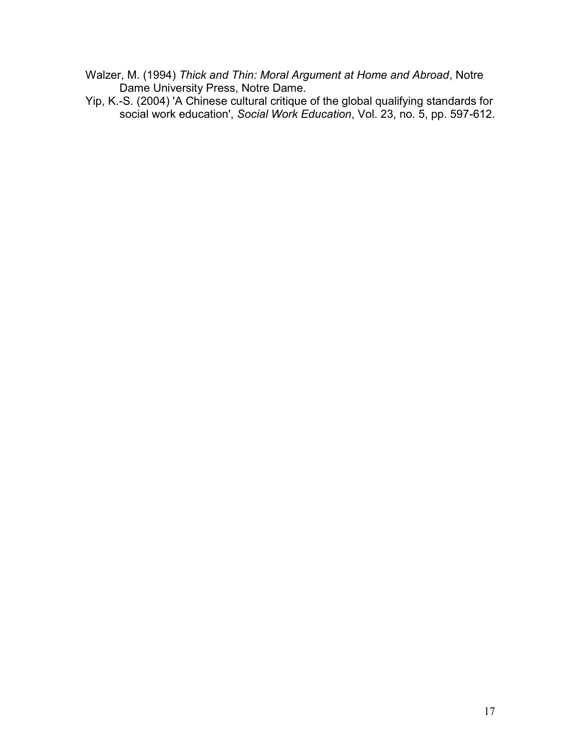Walzer, M. (1994) *Thick and Thin: Moral Argument at Home and Abroad*, Notre Dame University Press, Notre Dame.

Yip, K.-S. (2004) 'A Chinese cultural critique of the global qualifying standards for social work education', *Social Work Education*, Vol. 23, no. 5, pp. 597-612.